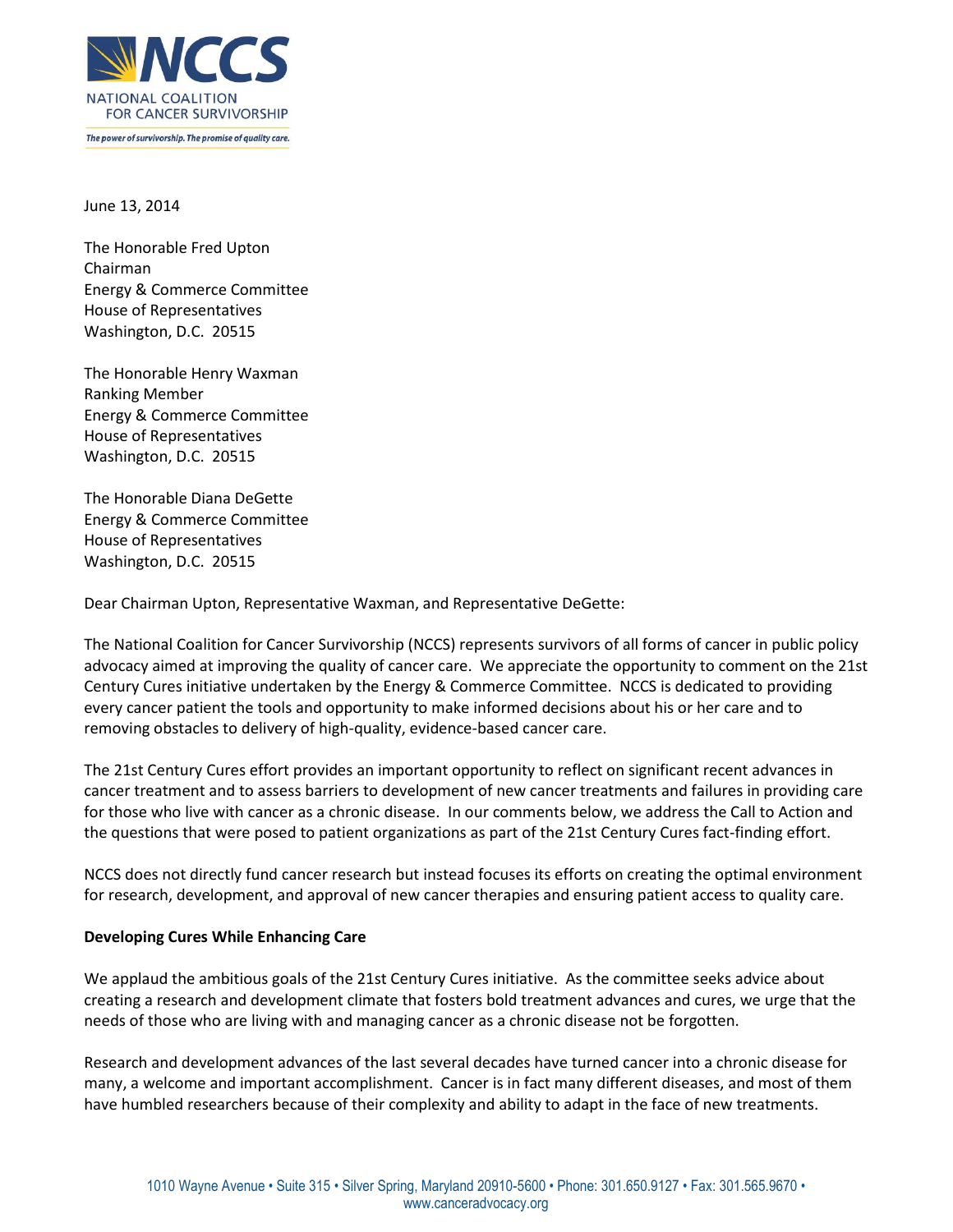NATIONAL COALITION FOR CANCER SURVIVORSHIP

*The power of survivorship. The promise of quality care.*

June 13, 2014

The Honorable Fred Upton
Chairman
Energy & Commerce Committee
House of Representatives
Washington, D.C. 20515

The Honorable Henry Waxman
Ranking Member
Energy & Commerce Committee
House of Representatives
Washington, D.C. 20515

The Honorable Diana DeGette
Energy & Commerce Committee
House of Representatives
Washington, D.C. 20515

Dear Chairman Upton, Representative Waxman, and Representative DeGette:

The National Coalition for Cancer Survivorship (NCCS) represents survivors of all forms of cancer in public policy advocacy aimed at improving the quality of cancer care. We appreciate the opportunity to comment on the 21st Century Cures initiative undertaken by the Energy & Commerce Committee. NCCS is dedicated to providing every cancer patient the tools and opportunity to make informed decisions about his or her care and to removing obstacles to delivery of high-quality, evidence-based cancer care.

The 21st Century Cures effort provides an important opportunity to reflect on significant recent advances in cancer treatment and to assess barriers to development of new cancer treatments and failures in providing care for those who live with cancer as a chronic disease. In our comments below, we address the Call to Action and the questions that were posed to patient organizations as part of the 21st Century Cures fact-finding effort.

NCCS does not directly fund cancer research but instead focuses its efforts on creating the optimal environment for research, development, and approval of new cancer therapies and ensuring patient access to quality care.

**Developing Cures While Enhancing Care**

We applaud the ambitious goals of the 21st Century Cures initiative. As the committee seeks advice about creating a research and development climate that fosters bold treatment advances and cures, we urge that the needs of those who are living with and managing cancer as a chronic disease not be forgotten.

Research and development advances of the last several decades have turned cancer into a chronic disease for many, a welcome and important accomplishment. Cancer is in fact many different diseases, and most of them have humbled researchers because of their complexity and ability to adapt in the face of new treatments.

1010 Wayne Avenue • Suite 315 • Silver Spring, Maryland 20910-5600 • Phone: 301.650.9127 • Fax: 301.565.9670 • www.canceradvocacy.org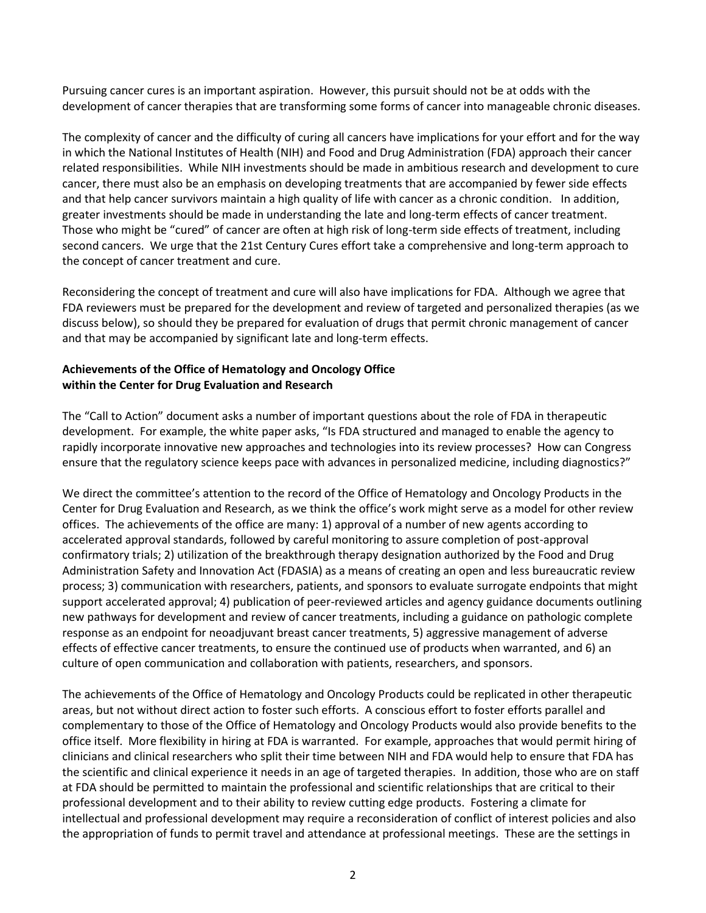Pursuing cancer cures is an important aspiration. However, this pursuit should not be at odds with the development of cancer therapies that are transforming some forms of cancer into manageable chronic diseases.

The complexity of cancer and the difficulty of curing all cancers have implications for your effort and for the way in which the National Institutes of Health (NIH) and Food and Drug Administration (FDA) approach their cancer related responsibilities. While NIH investments should be made in ambitious research and development to cure cancer, there must also be an emphasis on developing treatments that are accompanied by fewer side effects and that help cancer survivors maintain a high quality of life with cancer as a chronic condition. In addition, greater investments should be made in understanding the late and long-term effects of cancer treatment. Those who might be "cured" of cancer are often at high risk of long-term side effects of treatment, including second cancers. We urge that the 21st Century Cures effort take a comprehensive and long-term approach to the concept of cancer treatment and cure.

Reconsidering the concept of treatment and cure will also have implications for FDA. Although we agree that FDA reviewers must be prepared for the development and review of targeted and personalized therapies (as we discuss below), so should they be prepared for evaluation of drugs that permit chronic management of cancer and that may be accompanied by significant late and long-term effects.

**Achievements of the Office of Hematology and Oncology Office within the Center for Drug Evaluation and Research**

The "Call to Action" document asks a number of important questions about the role of FDA in therapeutic development. For example, the white paper asks, "Is FDA structured and managed to enable the agency to rapidly incorporate innovative new approaches and technologies into its review processes? How can Congress ensure that the regulatory science keeps pace with advances in personalized medicine, including diagnostics?"

We direct the committee's attention to the record of the Office of Hematology and Oncology Products in the Center for Drug Evaluation and Research, as we think the office's work might serve as a model for other review offices. The achievements of the office are many: 1) approval of a number of new agents according to accelerated approval standards, followed by careful monitoring to assure completion of post-approval confirmatory trials; 2) utilization of the breakthrough therapy designation authorized by the Food and Drug Administration Safety and Innovation Act (FDASIA) as a means of creating an open and less bureaucratic review process; 3) communication with researchers, patients, and sponsors to evaluate surrogate endpoints that might support accelerated approval; 4) publication of peer-reviewed articles and agency guidance documents outlining new pathways for development and review of cancer treatments, including a guidance on pathologic complete response as an endpoint for neoadjuvant breast cancer treatments, 5) aggressive management of adverse effects of effective cancer treatments, to ensure the continued use of products when warranted, and 6) an culture of open communication and collaboration with patients, researchers, and sponsors.

The achievements of the Office of Hematology and Oncology Products could be replicated in other therapeutic areas, but not without direct action to foster such efforts. A conscious effort to foster efforts parallel and complementary to those of the Office of Hematology and Oncology Products would also provide benefits to the office itself. More flexibility in hiring at FDA is warranted. For example, approaches that would permit hiring of clinicians and clinical researchers who split their time between NIH and FDA would help to ensure that FDA has the scientific and clinical experience it needs in an age of targeted therapies. In addition, those who are on staff at FDA should be permitted to maintain the professional and scientific relationships that are critical to their professional development and to their ability to review cutting edge products. Fostering a climate for intellectual and professional development may require a reconsideration of conflict of interest policies and also the appropriation of funds to permit travel and attendance at professional meetings. These are the settings in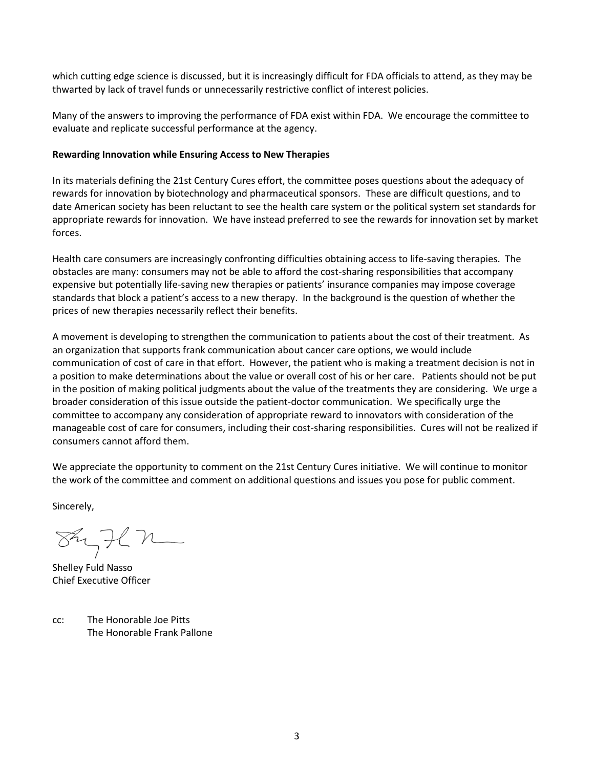which cutting edge science is discussed, but it is increasingly difficult for FDA officials to attend, as they may be thwarted by lack of travel funds or unnecessarily restrictive conflict of interest policies.

Many of the answers to improving the performance of FDA exist within FDA. We encourage the committee to evaluate and replicate successful performance at the agency.

**Rewarding Innovation while Ensuring Access to New Therapies**

In its materials defining the 21st Century Cures effort, the committee poses questions about the adequacy of rewards for innovation by biotechnology and pharmaceutical sponsors. These are difficult questions, and to date American society has been reluctant to see the health care system or the political system set standards for appropriate rewards for innovation. We have instead preferred to see the rewards for innovation set by market forces.

Health care consumers are increasingly confronting difficulties obtaining access to life-saving therapies. The obstacles are many: consumers may not be able to afford the cost-sharing responsibilities that accompany expensive but potentially life-saving new therapies or patients' insurance companies may impose coverage standards that block a patient's access to a new therapy. In the background is the question of whether the prices of new therapies necessarily reflect their benefits.

A movement is developing to strengthen the communication to patients about the cost of their treatment. As an organization that supports frank communication about cancer care options, we would include communication of cost of care in that effort. However, the patient who is making a treatment decision is not in a position to make determinations about the value or overall cost of his or her care. Patients should not be put in the position of making political judgments about the value of the treatments they are considering. We urge a broader consideration of this issue outside the patient-doctor communication. We specifically urge the committee to accompany any consideration of appropriate reward to innovators with consideration of the manageable cost of care for consumers, including their cost-sharing responsibilities. Cures will not be realized if consumers cannot afford them.

We appreciate the opportunity to comment on the 21st Century Cures initiative. We will continue to monitor the work of the committee and comment on additional questions and issues you pose for public comment.

Sincerely,

Shelley Fuld Nasso
Chief Executive Officer

cc: The Honorable Joe Pitts
The Honorable Frank Pallone